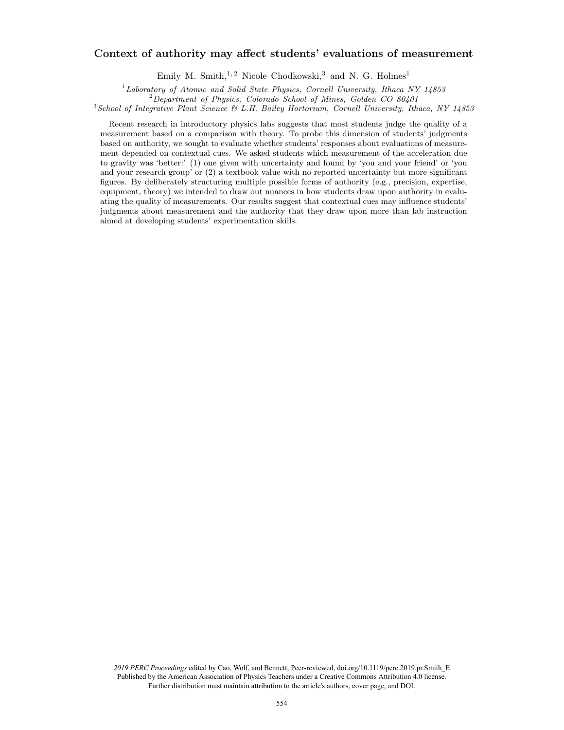# Context of authority may affect students' evaluations of measurement

Emily M. Smith,[1,2] Nicole Chodkowski,[3] and N. G. Holmes[1]

[1] *Laboratory of Atomic and Solid State Physics, Cornell University, Ithaca NY 14853*
[2] *Department of Physics, Colorado School of Mines, Golden CO 80401*
[3] *School of Integrative Plant Science & L.H. Bailey Hortorium, Cornell University, Ithaca, NY 14853*

Recent research in introductory physics labs suggests that most students judge the quality of a measurement based on a comparison with theory. To probe this dimension of students' judgments based on authority, we sought to evaluate whether students' responses about evaluations of measurement depended on contextual cues. We asked students which measurement of the acceleration due to gravity was 'better:' (1) one given with uncertainty and found by 'you and your friend' or 'you and your research group' or (2) a textbook value with no reported uncertainty but more significant figures. By deliberately structuring multiple possible forms of authority (e.g., precision, expertise, equipment, theory) we intended to draw out nuances in how students draw upon authority in evaluating the quality of measurements. Our results suggest that contextual cues may influence students' judgments about measurement and the authority that they draw upon more than lab instruction aimed at developing students' experimentation skills.

*2019 PERC Proceedings* edited by Cao, Wolf, and Bennett; Peer-reviewed, doi.org/10.1119/perc.2019.pr.Smith_E
Published by the American Association of Physics Teachers under a Creative Commons Attribution 4.0 license.
Further distribution must maintain attribution to the article's authors, cover page, and DOI.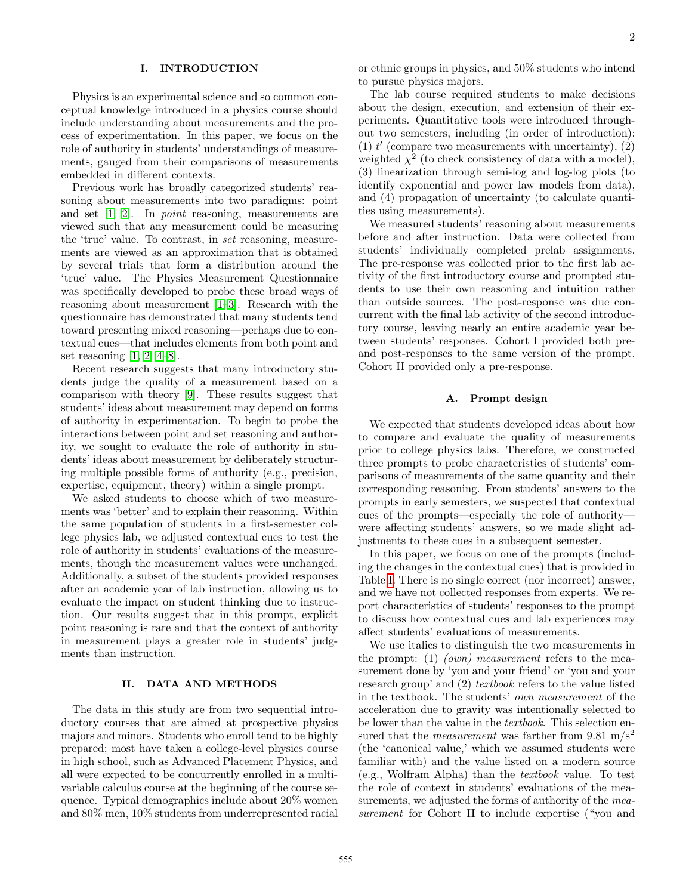## I. INTRODUCTION

Physics is an experimental science and so common conceptual knowledge introduced in a physics course should include understanding about measurements and the process of experimentation. In this paper, we focus on the role of authority in students' understandings of measurements, gauged from their comparisons of measurements embedded in different contexts.

Previous work has broadly categorized students' reasoning about measurements into two paradigms: point and set [1, 2]. In *point* reasoning, measurements are viewed such that any measurement could be measuring the 'true' value. To contrast, in *set* reasoning, measurements are viewed as an approximation that is obtained by several trials that form a distribution around the 'true' value. The Physics Measurement Questionnaire was specifically developed to probe these broad ways of reasoning about measurement [1–3]. Research with the questionnaire has demonstrated that many students tend toward presenting mixed reasoning—perhaps due to contextual cues—that includes elements from both point and set reasoning [1, 2, 4–8].

Recent research suggests that many introductory students judge the quality of a measurement based on a comparison with theory [9]. These results suggest that students' ideas about measurement may depend on forms of authority in experimentation. To begin to probe the interactions between point and set reasoning and authority, we sought to evaluate the role of authority in students' ideas about measurement by deliberately structuring multiple possible forms of authority (e.g., precision, expertise, equipment, theory) within a single prompt.

We asked students to choose which of two measurements was 'better' and to explain their reasoning. Within the same population of students in a first-semester college physics lab, we adjusted contextual cues to test the role of authority in students' evaluations of the measurements, though the measurement values were unchanged. Additionally, a subset of the students provided responses after an academic year of lab instruction, allowing us to evaluate the impact on student thinking due to instruction. Our results suggest that in this prompt, explicit point reasoning is rare and that the context of authority in measurement plays a greater role in students' judgments than instruction.

## II. DATA AND METHODS

The data in this study are from two sequential introductory courses that are aimed at prospective physics majors and minors. Students who enroll tend to be highly prepared; most have taken a college-level physics course in high school, such as Advanced Placement Physics, and all were expected to be concurrently enrolled in a multivariable calculus course at the beginning of the course sequence. Typical demographics include about 20% women and 80% men, 10% students from underrepresented racial or ethnic groups in physics, and 50% students who intend to pursue physics majors.

The lab course required students to make decisions about the design, execution, and extension of their experiments. Quantitative tools were introduced throughout two semesters, including (in order of introduction): (1) $t'$ (compare two measurements with uncertainty), (2) weighted $\chi^2$ (to check consistency of data with a model), (3) linearization through semi-log and log-log plots (to identify exponential and power law models from data), and (4) propagation of uncertainty (to calculate quantities using measurements).

We measured students' reasoning about measurements before and after instruction. Data were collected from students' individually completed prelab assignments. The pre-response was collected prior to the first lab activity of the first introductory course and prompted students to use their own reasoning and intuition rather than outside sources. The post-response was due concurrent with the final lab activity of the second introductory course, leaving nearly an entire academic year between students' responses. Cohort I provided both pre- and post-responses to the same version of the prompt. Cohort II provided only a pre-response.

### A. Prompt design

We expected that students developed ideas about how to compare and evaluate the quality of measurements prior to college physics labs. Therefore, we constructed three prompts to probe characteristics of students' comparisons of measurements of the same quantity and their corresponding reasoning. From students' answers to the prompts in early semesters, we suspected that contextual cues of the prompts—especially the role of authority—were affecting students' answers, so we made slight adjustments to these cues in a subsequent semester.

In this paper, we focus on one of the prompts (including the changes in the contextual cues) that is provided in Table I. There is no single correct (nor incorrect) answer, and we have not collected responses from experts. We report characteristics of students' responses to the prompt to discuss how contextual cues and lab experiences may affect students' evaluations of measurements.

We use italics to distinguish the two measurements in the prompt: (1) *(own) measurement* refers to the measurement done by 'you and your friend' or 'you and your research group' and (2) *textbook* refers to the value listed in the textbook. The students' *own measurement* of the acceleration due to gravity was intentionally selected to be lower than the value in the *textbook*. This selection ensured that the *measurement* was farther from 9.81 m/s$^2$ (the 'canonical value,' which we assumed students were familiar with) and the value listed on a modern source (e.g., Wolfram Alpha) than the *textbook* value. To test the role of context in students' evaluations of the measurements, we adjusted the forms of authority of the *measurement* for Cohort II to include expertise ("you and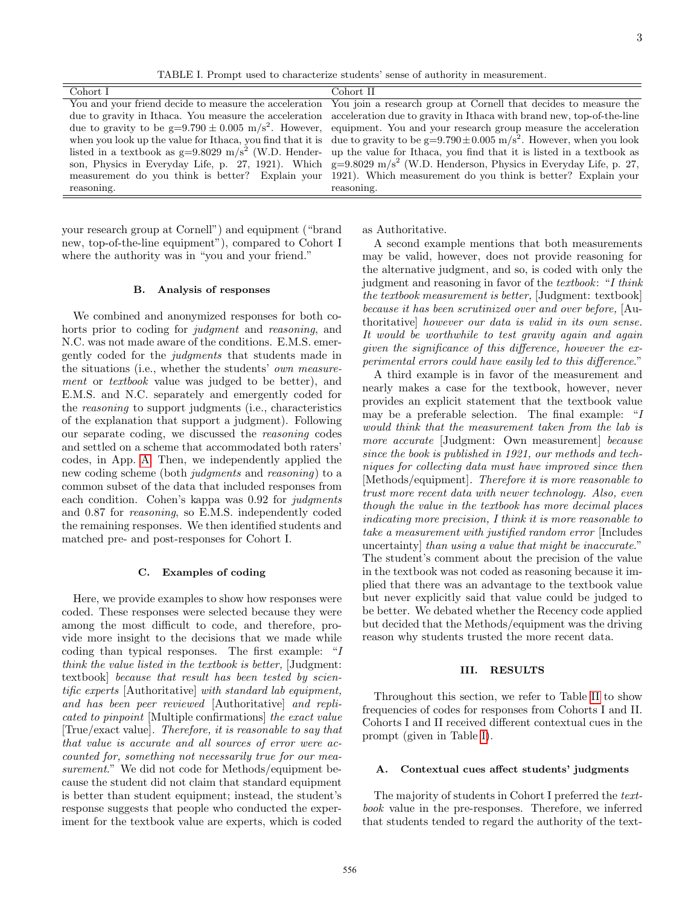TABLE I. Prompt used to characterize students' sense of authority in measurement.

| Cohort I | Cohort II |
| --- | --- |
| You and your friend decide to measure the acceleration due to gravity in Ithaca. You measure the acceleration due to gravity to be g=9.790 ± 0.005 m/s$^2$. However, when you look up the value for Ithaca, you find that it is listed in a textbook as g=9.8029 m/s$^2$ (W.D. Henderson, Physics in Everyday Life, p. 27, 1921). Which measurement do you think is better? Explain your reasoning. | You join a research group at Cornell that decides to measure the acceleration due to gravity in Ithaca with brand new, top-of-the-line equipment. You and your research group measure the acceleration due to gravity to be g=9.790 ± 0.005 m/s$^2$. However, when you look up the value for Ithaca, you find that it is listed in a textbook as g=9.8029 m/s$^2$ (W.D. Henderson, Physics in Everyday Life, p. 27, 1921). Which measurement do you think is better? Explain your reasoning. |

your research group at Cornell") and equipment ("brand new, top-of-the-line equipment"), compared to Cohort I where the authority was in "you and your friend."

### B. Analysis of responses

We combined and anonymized responses for both cohorts prior to coding for *judgment* and *reasoning*, and N.C. was not made aware of the conditions. E.M.S. emergently coded for the *judgments* that students made in the situations (i.e., whether the students' *own measurement* or *textbook* value was judged to be better), and E.M.S. and N.C. separately and emergently coded for the *reasoning* to support judgments (i.e., characteristics of the explanation that support a judgment). Following our separate coding, we discussed the *reasoning* codes and settled on a scheme that accommodated both raters' codes, in App. A. Then, we independently applied the new coding scheme (both *judgments* and *reasoning*) to a common subset of the data that included responses from each condition. Cohen's kappa was 0.92 for *judgments* and 0.87 for *reasoning*, so E.M.S. independently coded the remaining responses. We then identified students and matched pre- and post-responses for Cohort I.

### C. Examples of coding

Here, we provide examples to show how responses were coded. These responses were selected because they were among the most difficult to code, and therefore, provide more insight to the decisions that we made while coding than typical responses. The first example: "*I think the value listed in the textbook is better,* [Judgment: textbook] *because that result has been tested by scientific experts* [Authoritative] *with standard lab equipment, and has been peer reviewed* [Authoritative] *and replicated to pinpoint* [Multiple confirmations] *the exact value* [True/exact value]. *Therefore, it is reasonable to say that that value is accurate and all sources of error were accounted for, something not necessarily true for our measurement*." We did not code for Methods/equipment because the student did not claim that standard equipment is better than student equipment; instead, the student's response suggests that people who conducted the experiment for the textbook value are experts, which is coded as Authoritative.

A second example mentions that both measurements may be valid, however, does not provide reasoning for the alternative judgment, and so, is coded with only the judgment and reasoning in favor of the *textbook*: "*I think the textbook measurement is better,* [Judgment: textbook] *because it has been scrutinized over and over before,* [Authoritative] *however our data is valid in its own sense. It would be worthwhile to test gravity again and again given the significance of this difference, however the experimental errors could have easily led to this difference*."

A third example is in favor of the measurement and nearly makes a case for the textbook, however, never provides an explicit statement that the textbook value may be a preferable selection. The final example: "*I would think that the measurement taken from the lab is more accurate* [Judgment: Own measurement] *because since the book is published in 1921, our methods and techniques for collecting data must have improved since then* [Methods/equipment]. *Therefore it is more reasonable to trust more recent data with newer technology. Also, even though the value in the textbook has more decimal places indicating more precision, I think it is more reasonable to take a measurement with justified random error* [Includes uncertainty] *than using a value that might be inaccurate*." The student's comment about the precision of the value in the textbook was not coded as reasoning because it implied that there was an advantage to the textbook value but never explicitly said that value could be judged to be better. We debated whether the Recency code applied but decided that the Methods/equipment was the driving reason why students trusted the more recent data.

## III. RESULTS

Throughout this section, we refer to Table II to show frequencies of codes for responses from Cohorts I and II. Cohorts I and II received different contextual cues in the prompt (given in Table I).

### A. Contextual cues affect students' judgments

The majority of students in Cohort I preferred the *textbook* value in the pre-responses. Therefore, we inferred that students tended to regard the authority of the text-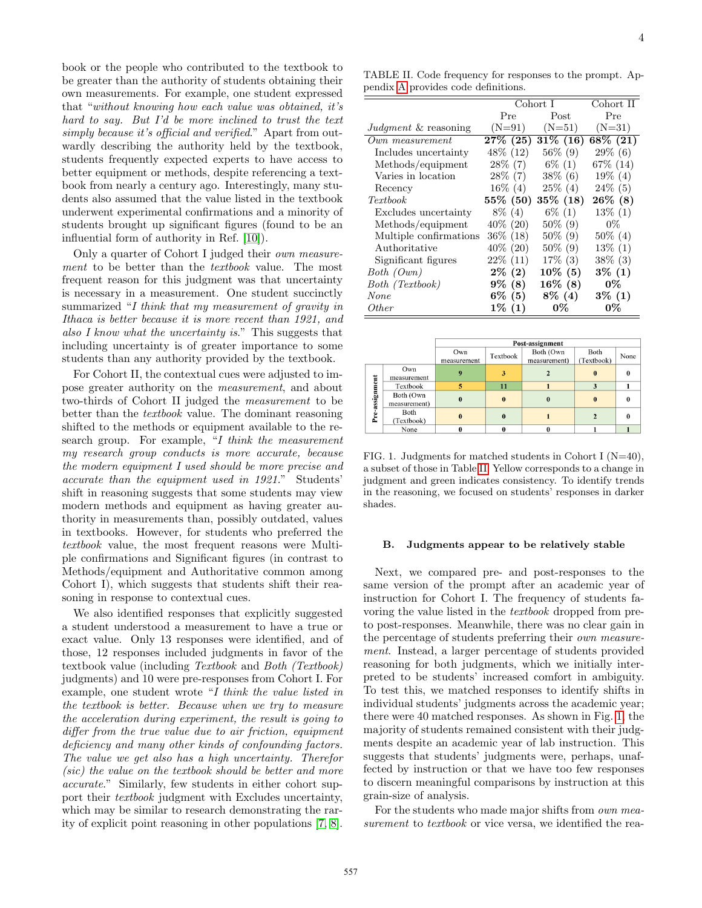book or the people who contributed to the textbook to be greater than the authority of students obtaining their own measurements. For example, one student expressed that "*without knowing how each value was obtained, it's hard to say. But I'd be more inclined to trust the text simply because it's official and verified.*" Apart from outwardly describing the authority held by the textbook, students frequently expected experts to have access to better equipment or methods, despite referencing a textbook from nearly a century ago. Interestingly, many students also assumed that the value listed in the textbook underwent experimental confirmations and a minority of students brought up significant figures (found to be an influential form of authority in Ref. [10]).

Only a quarter of Cohort I judged their *own measurement* to be better than the *textbook* value. The most frequent reason for this judgment was that uncertainty is necessary in a measurement. One student succinctly summarized "*I think that my measurement of gravity in Ithaca is better because it is more recent than 1921, and also I know what the uncertainty is.*" This suggests that including uncertainty is of greater importance to some students than any authority provided by the textbook.

For Cohort II, the contextual cues were adjusted to impose greater authority on the *measurement*, and about two-thirds of Cohort II judged the *measurement* to be better than the *textbook* value. The dominant reasoning shifted to the methods or equipment available to the research group. For example, "*I think the measurement my research group conducts is more accurate, because the modern equipment I used should be more precise and accurate than the equipment used in 1921.*" Students' shift in reasoning suggests that some students may view modern methods and equipment as having greater authority in measurements than, possibly outdated, values in textbooks. However, for students who preferred the *textbook* value, the most frequent reasons were Multiple confirmations and Significant figures (in contrast to Methods/equipment and Authoritative common among Cohort I), which suggests that students shift their reasoning in response to contextual cues.

We also identified responses that explicitly suggested a student understood a measurement to have a true or exact value. Only 13 responses were identified, and of those, 12 responses included judgments in favor of the textbook value (including *Textbook* and *Both (Textbook)* judgments) and 10 were pre-responses from Cohort I. For example, one student wrote "*I think the value listed in the textbook is better. Because when we try to measure the acceleration during experiment, the result is going to differ from the true value due to air friction, equipment deficiency and many other kinds of confounding factors. The value we get also has a high uncertainty. Therefor (sic) the value on the textbook should be better and more accurate.*" Similarly, few students in either cohort support their *textbook* judgment with Excludes uncertainty, which may be similar to research demonstrating the rarity of explicit point reasoning in other populations [7, 8].

TABLE II. Code frequency for responses to the prompt. Appendix A provides code definitions.

| *Judgment* & reasoning | Cohort I Pre (N=91) | Cohort I Post (N=51) | Cohort II Pre (N=31) |
|---|---|---|---|
| *Own measurement* | **27% (25)** | **31% (16)** | **68% (21)** |
| Includes uncertainty | 48% (12) | 56% (9) | 29% (6) |
| Methods/equipment | 28% (7) | 6% (1) | 67% (14) |
| Varies in location | 28% (7) | 38% (6) | 19% (4) |
| Recency | 16% (4) | 25% (4) | 24% (5) |
| *Textbook* | **55% (50)** | **35% (18)** | **26% (8)** |
| Excludes uncertainty | 8% (4) | 6% (1) | 13% (1) |
| Methods/equipment | 40% (20) | 50% (9) | 0% |
| Multiple confirmations | 36% (18) | 50% (9) | 50% (4) |
| Authoritative | 40% (20) | 50% (9) | 13% (1) |
| Significant figures | 22% (11) | 17% (3) | 38% (3) |
| *Both (Own)* | **2% (2)** | **10% (5)** | **3% (1)** |
| *Both (Textbook)* | **9% (8)** | **16% (8)** | **0%** |
| *None* | **6% (5)** | **8% (4)** | **3% (1)** |
| *Other* | **1% (1)** | **0%** | **0%** |

| Pre-assignment \ Post-assignment | Own measurement | Textbook | Both (Own measurement) | Both (Textbook) | None |
|---|---|---|---|---|---|
| Own measurement | 9 | 3 | 2 | 0 | 0 |
| Textbook | 5 | 11 | 1 | 3 | 1 |
| Both (Own measurement) | 0 | 0 | 0 | 0 | 0 |
| Both (Textbook) | 0 | 0 | 1 | 2 | 0 |
| None | 0 | 0 | 0 | 1 | 1 |

FIG. 1. Judgments for matched students in Cohort I (N=40), a subset of those in Table II. Yellow corresponds to a change in judgment and green indicates consistency. To identify trends in the reasoning, we focused on students' responses in darker shades.

### B. Judgments appear to be relatively stable

Next, we compared pre- and post-responses to the same version of the prompt after an academic year of instruction for Cohort I. The frequency of students favoring the value listed in the *textbook* dropped from pre- to post-responses. Meanwhile, there was no clear gain in the percentage of students preferring their *own measurement*. Instead, a larger percentage of students provided reasoning for both judgments, which we initially interpreted to be students' increased comfort in ambiguity. To test this, we matched responses to identify shifts in individual students' judgments across the academic year; there were 40 matched responses. As shown in Fig. 1, the majority of students remained consistent with their judgments despite an academic year of lab instruction. This suggests that students' judgments were, perhaps, unaffected by instruction or that we have too few responses to discern meaningful comparisons by instruction at this grain-size of analysis.

For the students who made major shifts from *own measurement* to *textbook* or vice versa, we identified the rea-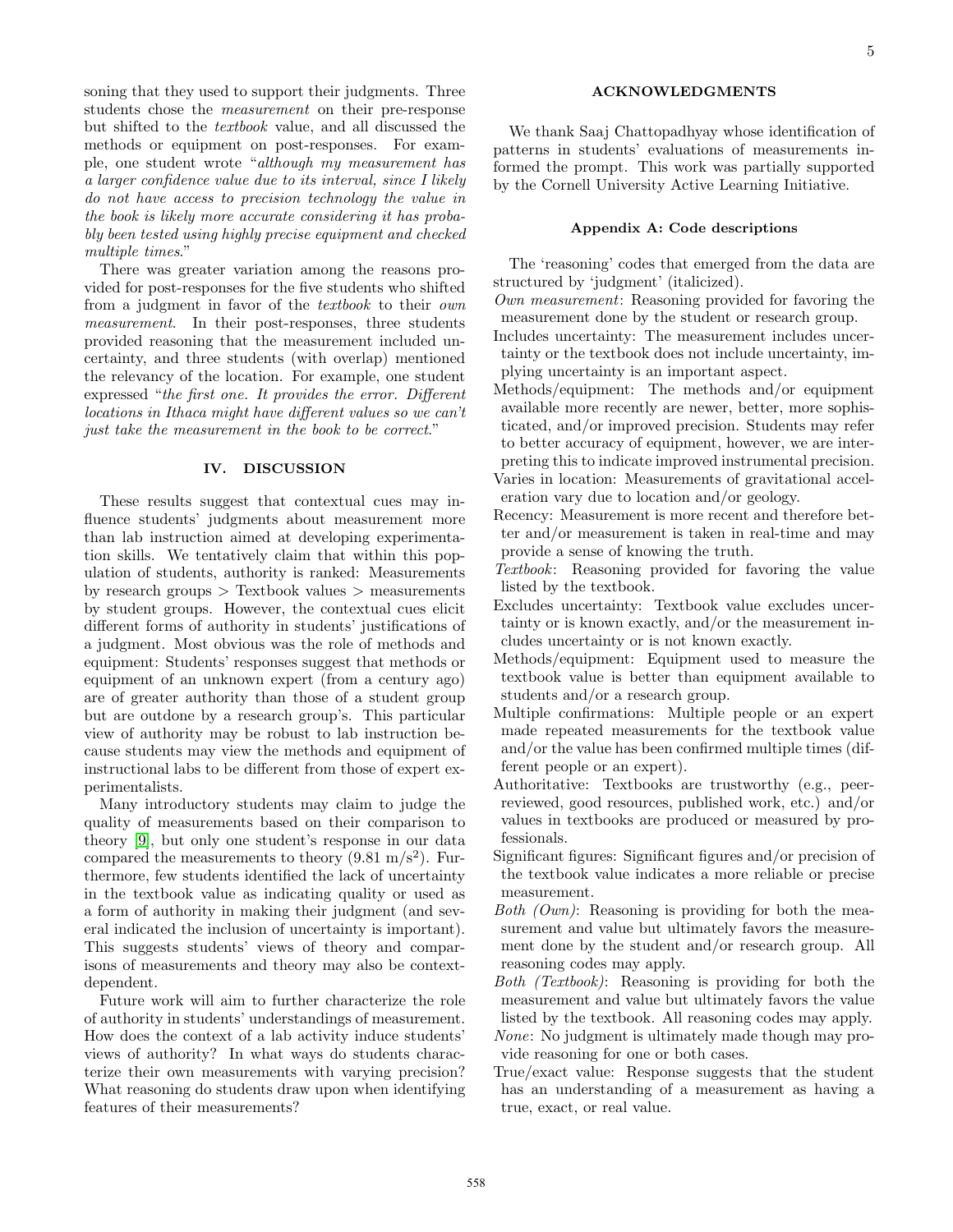soning that they used to support their judgments. Three students chose the *measurement* on their pre-response but shifted to the *textbook* value, and all discussed the methods or equipment on post-responses. For example, one student wrote "*although my measurement has a larger confidence value due to its interval, since I likely do not have access to precision technology the value in the book is likely more accurate considering it has probably been tested using highly precise equipment and checked multiple times*."

There was greater variation among the reasons provided for post-responses for the five students who shifted from a judgment in favor of the *textbook* to their *own measurement*. In their post-responses, three students provided reasoning that the measurement included uncertainty, and three students (with overlap) mentioned the relevancy of the location. For example, one student expressed "*the first one. It provides the error. Different locations in Ithaca might have different values so we can't just take the measurement in the book to be correct*."

## IV. DISCUSSION

These results suggest that contextual cues may influence students' judgments about measurement more than lab instruction aimed at developing experimentation skills. We tentatively claim that within this population of students, authority is ranked: Measurements by research groups > Textbook values > measurements by student groups. However, the contextual cues elicit different forms of authority in students' justifications of a judgment. Most obvious was the role of methods and equipment: Students' responses suggest that methods or equipment of an unknown expert (from a century ago) are of greater authority than those of a student group but are outdone by a research group's. This particular view of authority may be robust to lab instruction because students may view the methods and equipment of instructional labs to be different from those of expert experimentalists.

Many introductory students may claim to judge the quality of measurements based on their comparison to theory [9], but only one student's response in our data compared the measurements to theory ($9.81\ \mathrm{m/s^2}$). Furthermore, few students identified the lack of uncertainty in the textbook value as indicating quality or used as a form of authority in making their judgment (and several indicated the inclusion of uncertainty is important). This suggests students' views of theory and comparisons of measurements and theory may also be context-dependent.

Future work will aim to further characterize the role of authority in students' understandings of measurement. How does the context of a lab activity induce students' views of authority? In what ways do students characterize their own measurements with varying precision? What reasoning do students draw upon when identifying features of their measurements?

## ACKNOWLEDGMENTS

We thank Saaj Chattopadhyay whose identification of patterns in students' evaluations of measurements informed the prompt. This work was partially supported by the Cornell University Active Learning Initiative.

## Appendix A: Code descriptions

The 'reasoning' codes that emerged from the data are structured by 'judgment' (italicized).

*Own measurement*: Reasoning provided for favoring the measurement done by the student or research group.

Includes uncertainty: The measurement includes uncertainty or the textbook does not include uncertainty, implying uncertainty is an important aspect.

Methods/equipment: The methods and/or equipment available more recently are newer, better, more sophisticated, and/or improved precision. Students may refer to better accuracy of equipment, however, we are interpreting this to indicate improved instrumental precision.

Varies in location: Measurements of gravitational acceleration vary due to location and/or geology.

Recency: Measurement is more recent and therefore better and/or measurement is taken in real-time and may provide a sense of knowing the truth.

*Textbook*: Reasoning provided for favoring the value listed by the textbook.

Excludes uncertainty: Textbook value excludes uncertainty or is known exactly, and/or the measurement includes uncertainty or is not known exactly.

Methods/equipment: Equipment used to measure the textbook value is better than equipment available to students and/or a research group.

Multiple confirmations: Multiple people or an expert made repeated measurements for the textbook value and/or the value has been confirmed multiple times (different people or an expert).

Authoritative: Textbooks are trustworthy (e.g., peer-reviewed, good resources, published work, etc.) and/or values in textbooks are produced or measured by professionals.

Significant figures: Significant figures and/or precision of the textbook value indicates a more reliable or precise measurement.

*Both (Own)*: Reasoning is providing for both the measurement and value but ultimately favors the measurement done by the student and/or research group. All reasoning codes may apply.

*Both (Textbook)*: Reasoning is providing for both the measurement and value but ultimately favors the value listed by the textbook. All reasoning codes may apply.

*None*: No judgment is ultimately made though may provide reasoning for one or both cases.

True/exact value: Response suggests that the student has an understanding of a measurement as having a true, exact, or real value.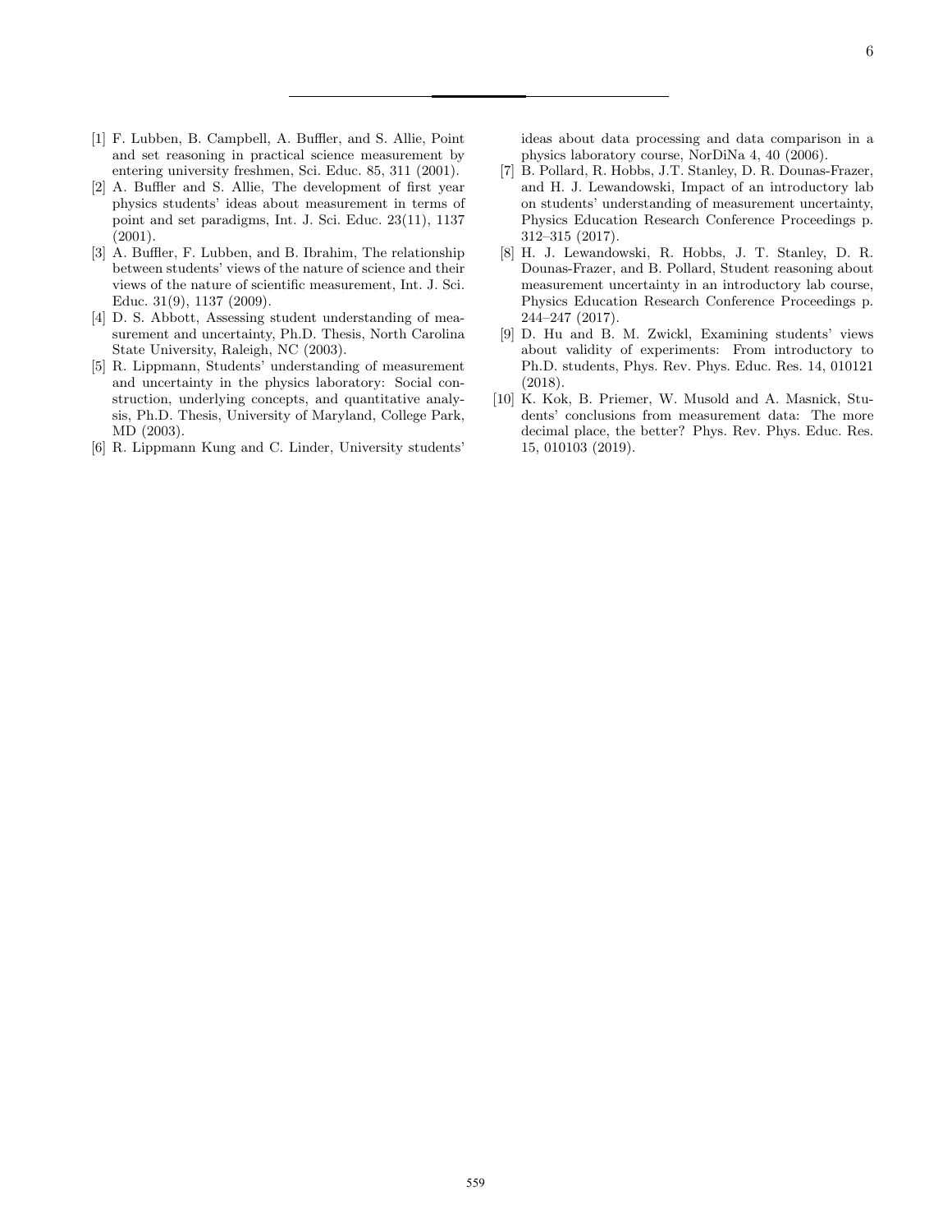[1] F. Lubben, B. Campbell, A. Buffler, and S. Allie, Point and set reasoning in practical science measurement by entering university freshmen, Sci. Educ. 85, 311 (2001).

[2] A. Buffler and S. Allie, The development of first year physics students' ideas about measurement in terms of point and set paradigms, Int. J. Sci. Educ. 23(11), 1137 (2001).

[3] A. Buffler, F. Lubben, and B. Ibrahim, The relationship between students' views of the nature of science and their views of the nature of scientific measurement, Int. J. Sci. Educ. 31(9), 1137 (2009).

[4] D. S. Abbott, Assessing student understanding of measurement and uncertainty, Ph.D. Thesis, North Carolina State University, Raleigh, NC (2003).

[5] R. Lippmann, Students' understanding of measurement and uncertainty in the physics laboratory: Social construction, underlying concepts, and quantitative analysis, Ph.D. Thesis, University of Maryland, College Park, MD (2003).

[6] R. Lippmann Kung and C. Linder, University students' ideas about data processing and data comparison in a physics laboratory course, NorDiNa 4, 40 (2006).

[7] B. Pollard, R. Hobbs, J.T. Stanley, D. R. Dounas-Frazer, and H. J. Lewandowski, Impact of an introductory lab on students' understanding of measurement uncertainty, Physics Education Research Conference Proceedings p. 312–315 (2017).

[8] H. J. Lewandowski, R. Hobbs, J. T. Stanley, D. R. Dounas-Frazer, and B. Pollard, Student reasoning about measurement uncertainty in an introductory lab course, Physics Education Research Conference Proceedings p. 244–247 (2017).

[9] D. Hu and B. M. Zwickl, Examining students' views about validity of experiments: From introductory to Ph.D. students, Phys. Rev. Phys. Educ. Res. 14, 010121 (2018).

[10] K. Kok, B. Priemer, W. Musold and A. Masnick, Students' conclusions from measurement data: The more decimal place, the better? Phys. Rev. Phys. Educ. Res. 15, 010103 (2019).